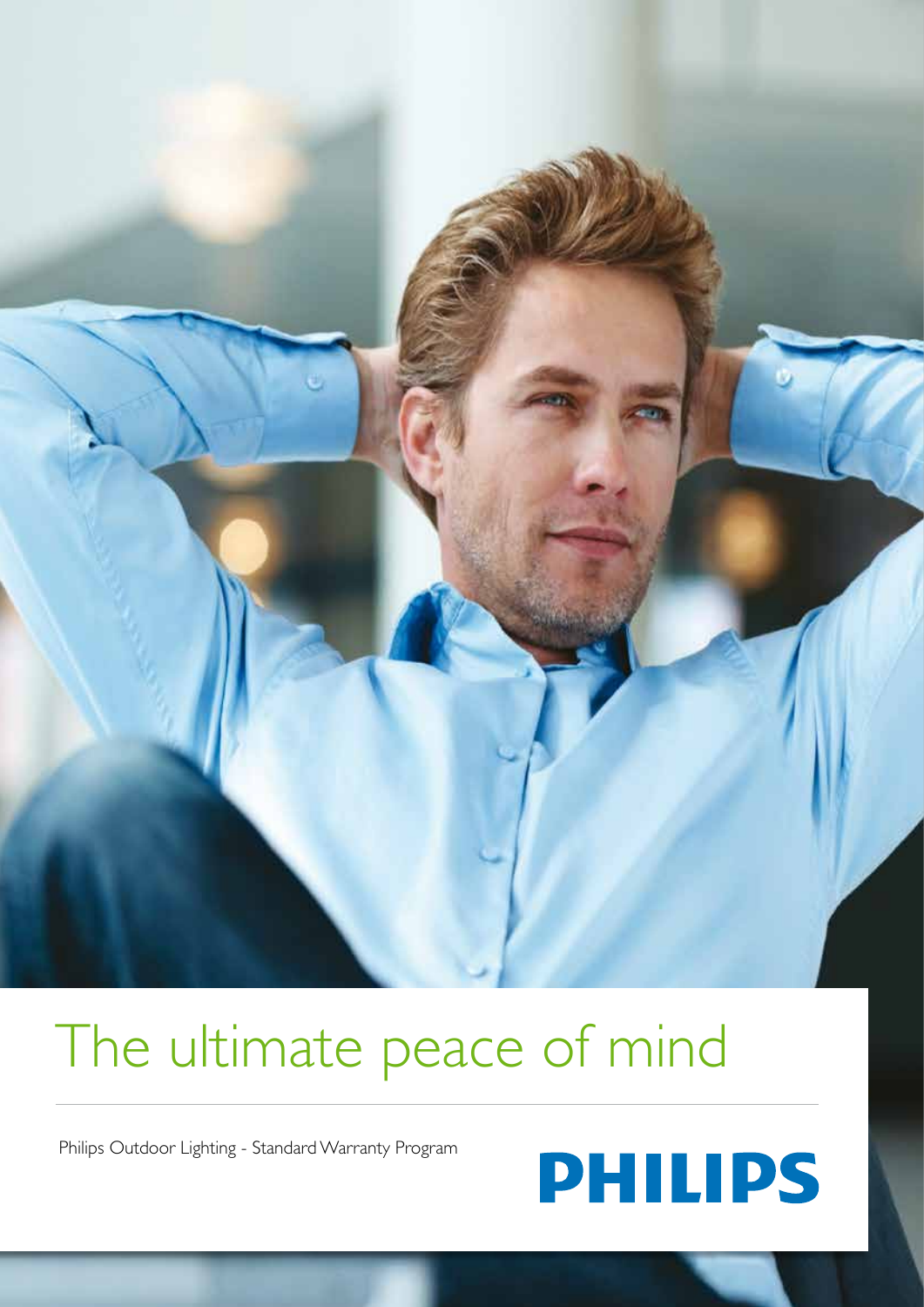# The ultimate peace of mind

Philips Outdoor Lighting - Standard Warranty Program

PHILIPS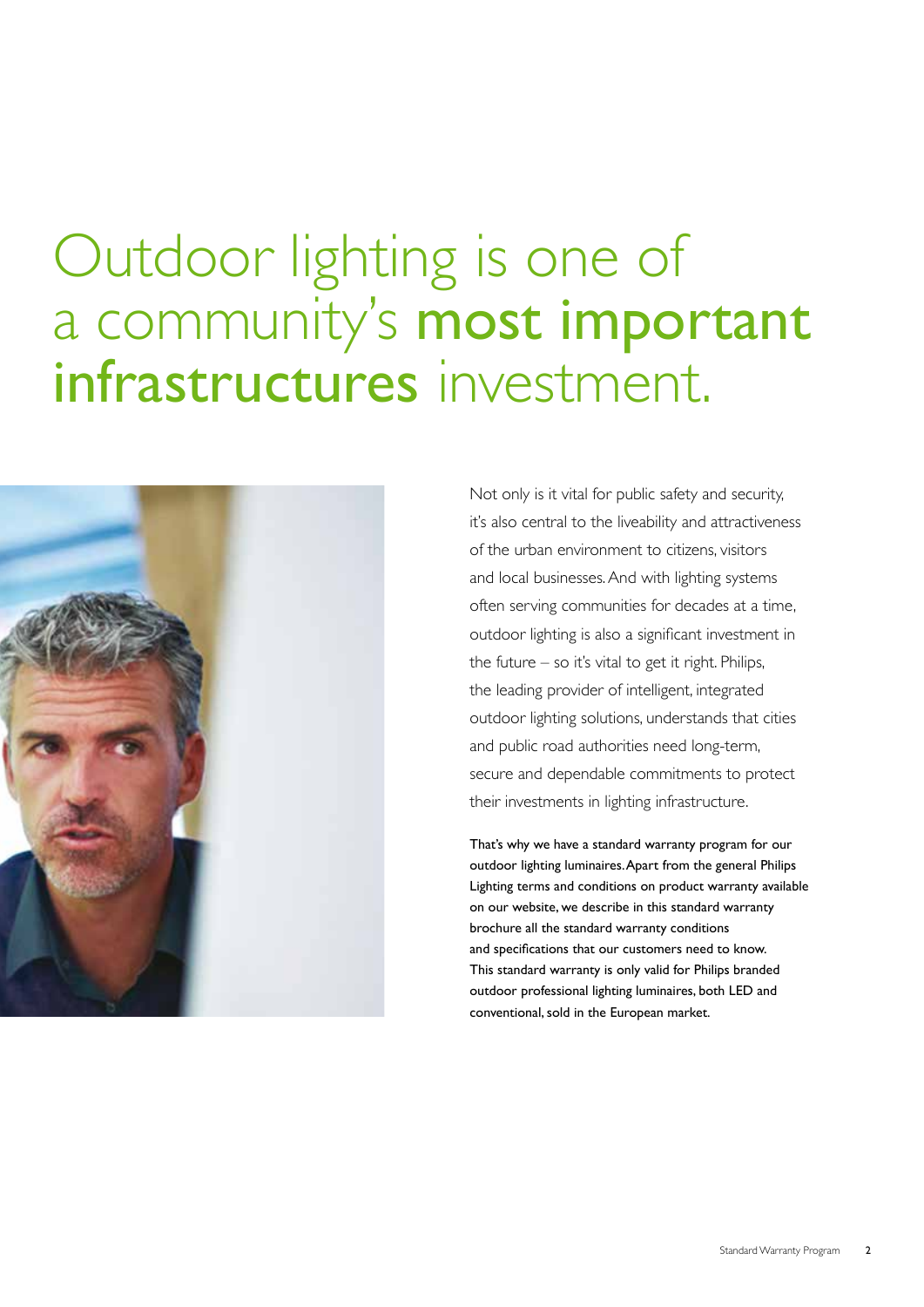# Outdoor lighting is one of a community's **most important infrastructures** investment.

Not only is it vital for public safety and security, it's also central to the liveability and attractiveness of the urban environment to citizens, visitors and local businesses. And with lighting systems often serving communities for decades at a time, outdoor lighting is also a significant investment in the future – so it's vital to get it right. Philips, the leading provider of intelligent, integrated outdoor lighting solutions, understands that cities and public road authorities need long-term, secure and dependable commitments to protect their investments in lighting infrastructure.

That's why we have a standard warranty program for our outdoor lighting luminaires. Apart from the general Philips Lighting terms and conditions on product warranty available on our website, we describe in this standard warranty brochure all the standard warranty conditions and specifications that our customers need to know. This standard warranty is only valid for Philips branded outdoor professional lighting luminaires, both LED and conventional, sold in the European market.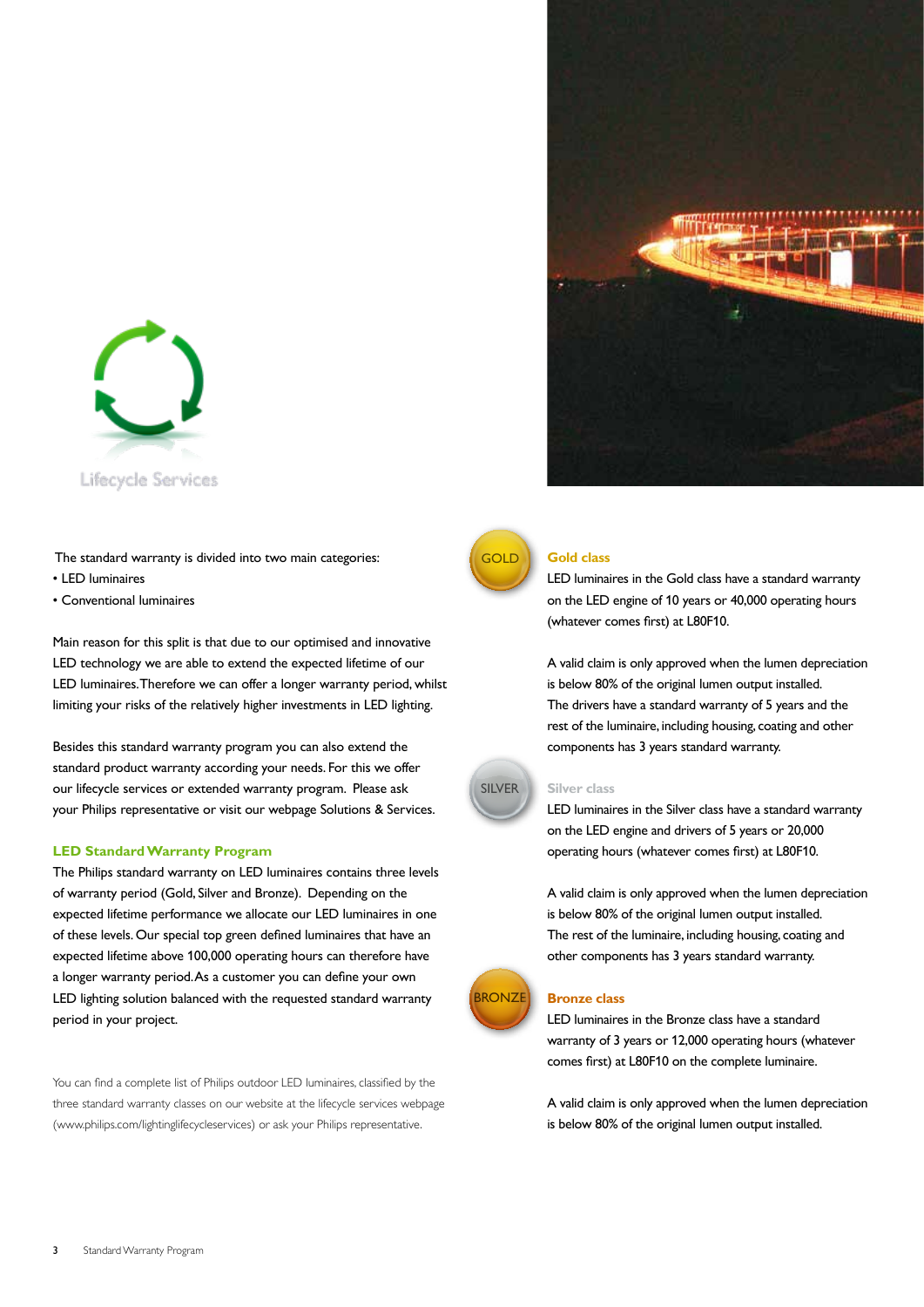Lifecycle Services

The standard warranty is divided into two main categories:

- LED luminaires
- Conventional luminaires

Main reason for this split is that due to our optimised and innovative LED technology we are able to extend the expected lifetime of our LED luminaires. Therefore we can offer a longer warranty period, whilst limiting your risks of the relatively higher investments in LED lighting.

Besides this standard warranty program you can also extend the standard product warranty according your needs. For this we offer our lifecycle services or extended warranty program. Please ask your Philips representative or visit our webpage Solutions & Services.

## LED Standard Warranty Program

The Philips standard warranty on LED luminaires contains three levels of warranty period (Gold, Silver and Bronze). Depending on the expected lifetime performance we allocate our LED luminaires in one of these levels. Our special top green defined luminaires that have an expected lifetime above 100,000 operating hours can therefore have a longer warranty period. As a customer you can define your own LED lighting solution balanced with the requested standard warranty period in your project.

You can find a complete list of Philips outdoor LED luminaires, classified by the three standard warranty classes on our website at the lifecycle services webpage (www.philips.com/lightinglifecycleservices) or ask your Philips representative.

### Gold class

LED luminaires in the Gold class have a standard warranty on the LED engine of 10 years or 40,000 operating hours (whatever comes first) at L80F10.

A valid claim is only approved when the lumen depreciation is below 80% of the original lumen output installed.
The drivers have a standard warranty of 5 years and the rest of the luminaire, including housing, coating and other components has 3 years standard warranty.

### Silver class

LED luminaires in the Silver class have a standard warranty on the LED engine and drivers of 5 years or 20,000 operating hours (whatever comes first) at L80F10.

A valid claim is only approved when the lumen depreciation is below 80% of the original lumen output installed.
The rest of the luminaire, including housing, coating and other components has 3 years standard warranty.

### Bronze class

LED luminaires in the Bronze class have a standard warranty of 3 years or 12,000 operating hours (whatever comes first) at L80F10 on the complete luminaire.

A valid claim is only approved when the lumen depreciation is below 80% of the original lumen output installed.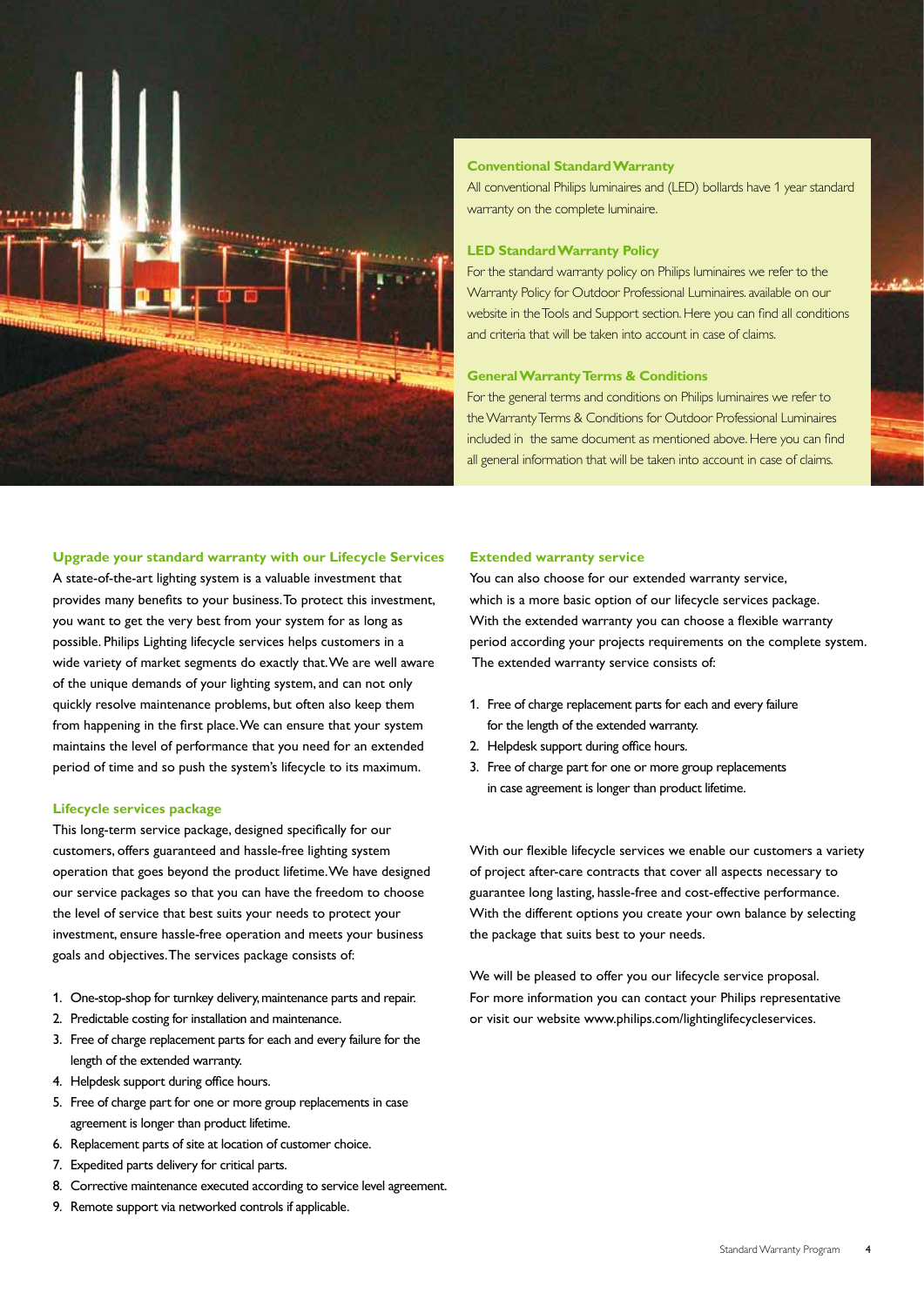## Conventional Standard Warranty

All conventional Philips luminaires and (LED) bollards have 1 year standard warranty on the complete luminaire.

## LED Standard Warranty Policy

For the standard warranty policy on Philips luminaires we refer to the Warranty Policy for Outdoor Professional Luminaires. available on our website in the Tools and Support section. Here you can find all conditions and criteria that will be taken into account in case of claims.

## General Warranty Terms & Conditions

For the general terms and conditions on Philips luminaires we refer to the Warranty Terms & Conditions for Outdoor Professional Luminaires included in the same document as mentioned above. Here you can find all general information that will be taken into account in case of claims.

## Upgrade your standard warranty with our Lifecycle Services

A state-of-the-art lighting system is a valuable investment that provides many benefits to your business. To protect this investment, you want to get the very best from your system for as long as possible. Philips Lighting lifecycle services helps customers in a wide variety of market segments do exactly that. We are well aware of the unique demands of your lighting system, and can not only quickly resolve maintenance problems, but often also keep them from happening in the first place. We can ensure that your system maintains the level of performance that you need for an extended period of time and so push the system's lifecycle to its maximum.

## Lifecycle services package

This long-term service package, designed specifically for our customers, offers guaranteed and hassle-free lighting system operation that goes beyond the product lifetime. We have designed our service packages so that you can have the freedom to choose the level of service that best suits your needs to protect your investment, ensure hassle-free operation and meets your business goals and objectives. The services package consists of:

1. One-stop-shop for turnkey delivery, maintenance parts and repair.
2. Predictable costing for installation and maintenance.
3. Free of charge replacement parts for each and every failure for the length of the extended warranty.
4. Helpdesk support during office hours.
5. Free of charge part for one or more group replacements in case agreement is longer than product lifetime.
6. Replacement parts of site at location of customer choice.
7. Expedited parts delivery for critical parts.
8. Corrective maintenance executed according to service level agreement.
9. Remote support via networked controls if applicable.

## Extended warranty service

You can also choose for our extended warranty service, which is a more basic option of our lifecycle services package. With the extended warranty you can choose a flexible warranty period according your projects requirements on the complete system. The extended warranty service consists of:

1. Free of charge replacement parts for each and every failure for the length of the extended warranty.
2. Helpdesk support during office hours.
3. Free of charge part for one or more group replacements in case agreement is longer than product lifetime.

With our flexible lifecycle services we enable our customers a variety of project after-care contracts that cover all aspects necessary to guarantee long lasting, hassle-free and cost-effective performance. With the different options you create your own balance by selecting the package that suits best to your needs.

We will be pleased to offer you our lifecycle service proposal. For more information you can contact your Philips representative or visit our website www.philips.com/lightinglifecycleservices.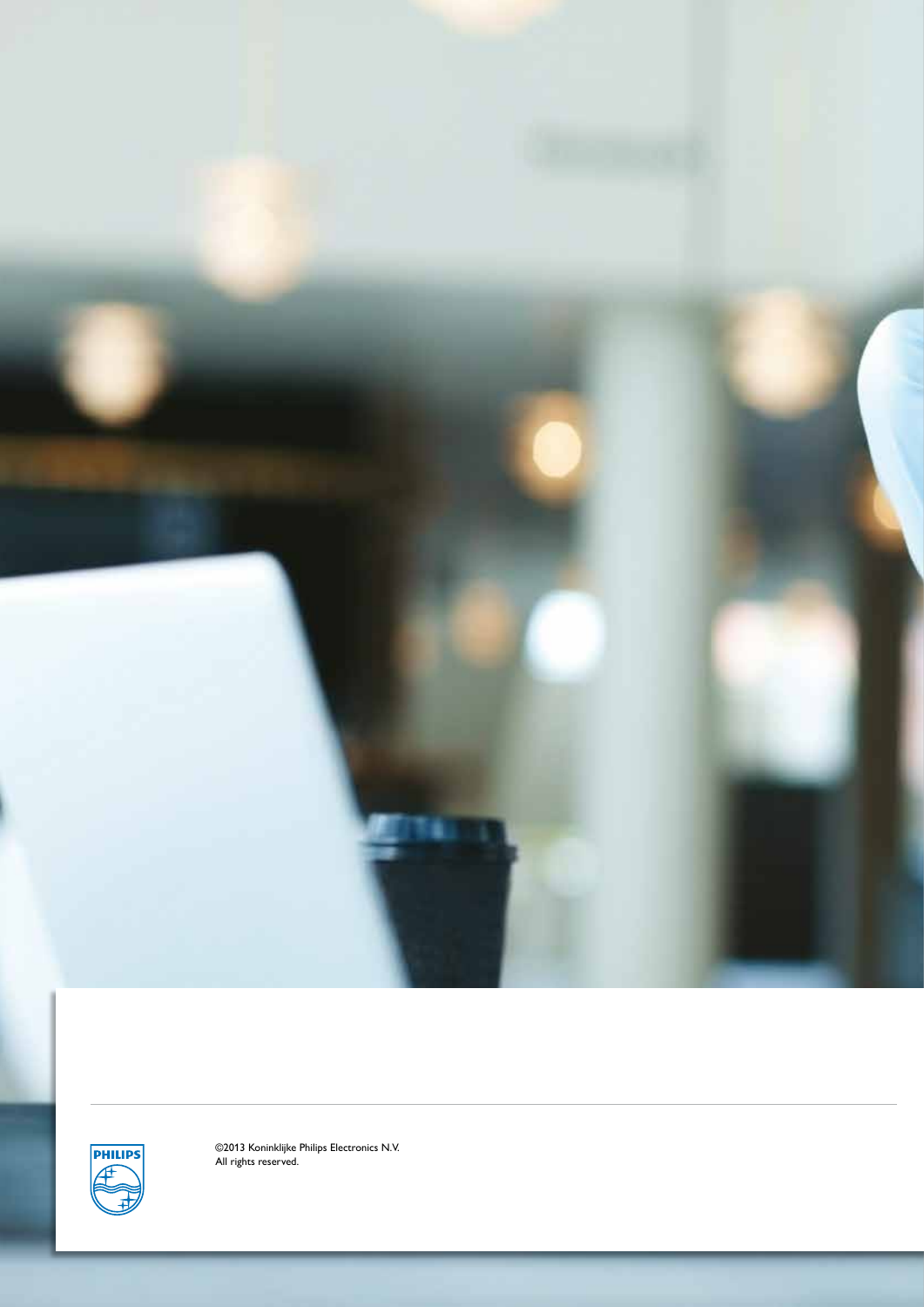©2013 Koninklijke Philips Electronics N.V.
All rights reserved.